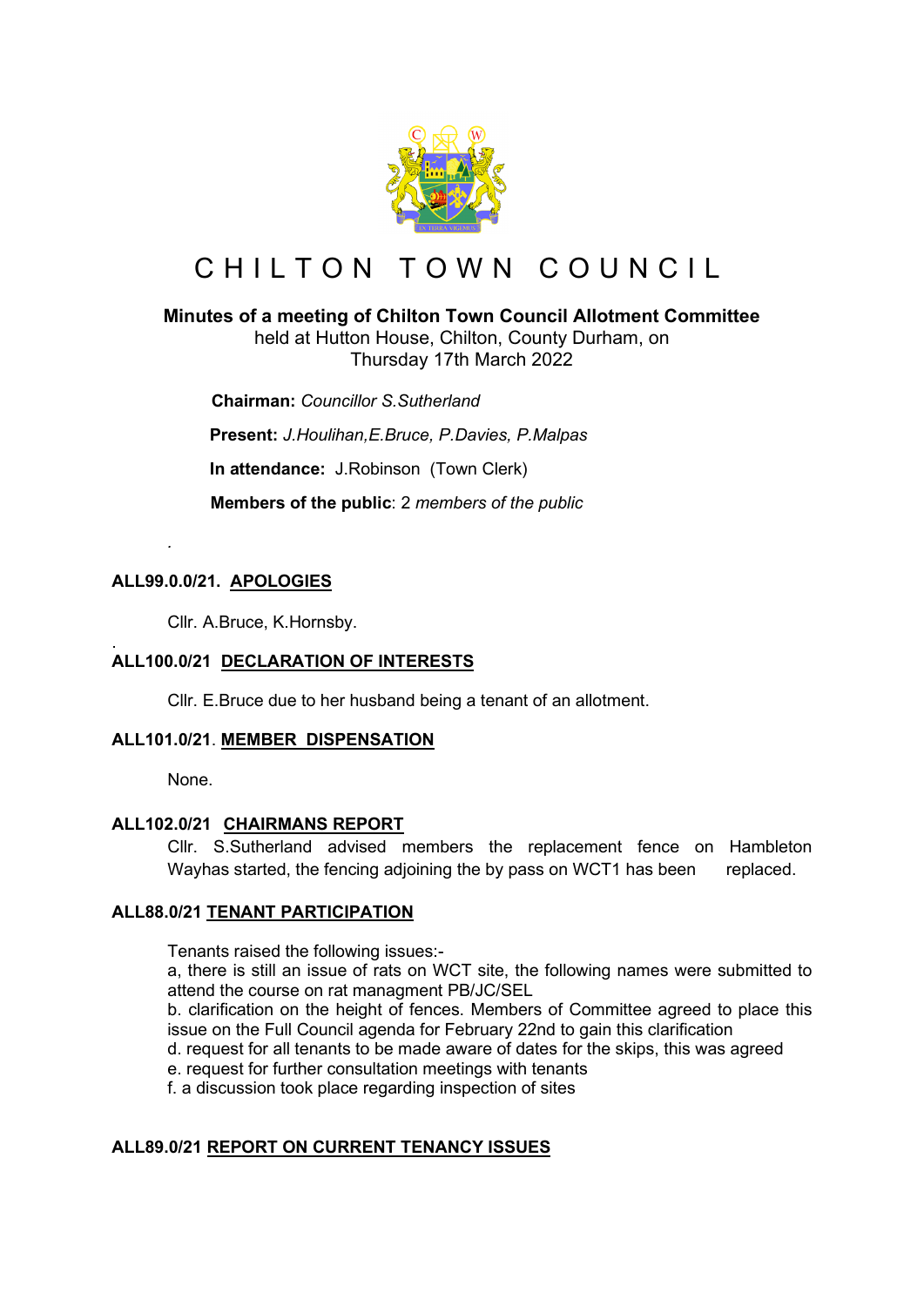# CHILTON TOWN COUNCIL

**Minutes of a meeting of Chilton Town Council Allotment Committee**
held at Hutton House, Chilton, County Durham, on
Thursday 17th March 2022

**Chairman:** *Councillor S.Sutherland*

**Present:** *J.Houlihan,E.Bruce, P.Davies, P.Malpas*

**In attendance:** J.Robinson (Town Clerk)

**Members of the public**: 2 *members of the public*

.

**ALL99.0.0/21. APOLOGIES**

Cllr. A.Bruce, K.Hornsby.

.
**ALL100.0/21 DECLARATION OF INTERESTS**

Cllr. E.Bruce due to her husband being a tenant of an allotment.

**ALL101.0/21. MEMBER DISPENSATION**

None.

**ALL102.0/21 CHAIRMANS REPORT**

Cllr. S.Sutherland advised members the replacement fence on Hambleton Wayhas started, the fencing adjoining the by pass on WCT1 has been replaced.

**ALL88.0/21 TENANT PARTICIPATION**

Tenants raised the following issues:-
a, there is still an issue of rats on WCT site, the following names were submitted to attend the course on rat managment PB/JC/SEL
b. clarification on the height of fences. Members of Committee agreed to place this issue on the Full Council agenda for February 22nd to gain this clarification
d. request for all tenants to be made aware of dates for the skips, this was agreed
e. request for further consultation meetings with tenants
f. a discussion took place regarding inspection of sites

**ALL89.0/21 REPORT ON CURRENT TENANCY ISSUES**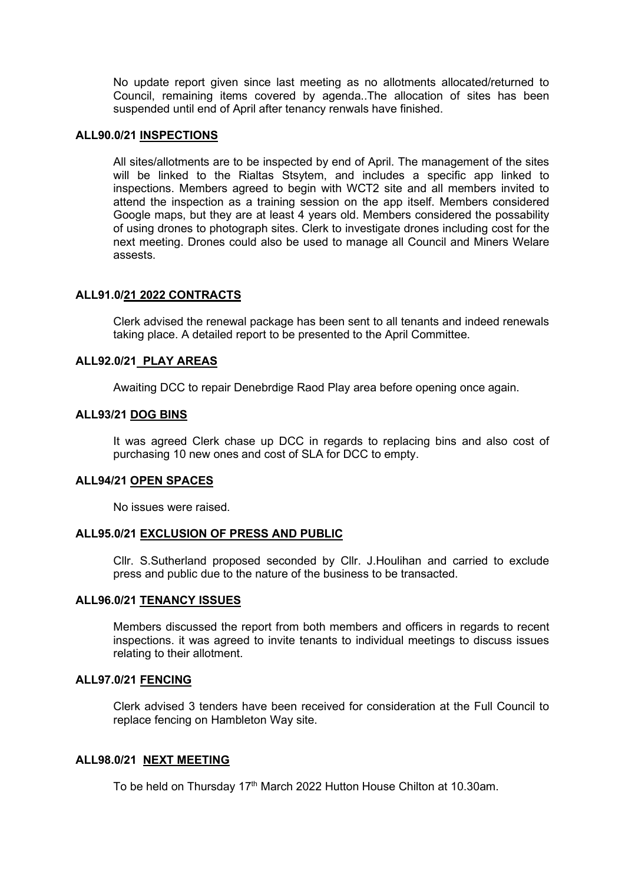No update report given since last meeting as no allotments allocated/returned to Council, remaining items covered by agenda..The allocation of sites has been suspended until end of April after tenancy renwals have finished.

**ALL90.0/21 INSPECTIONS**

All sites/allotments are to be inspected by end of April. The management of the sites will be linked to the Rialtas Stsytem, and includes a specific app linked to inspections. Members agreed to begin with WCT2 site and all members invited to attend the inspection as a training session on the app itself. Members considered Google maps, but they are at least 4 years old. Members considered the possability of using drones to photograph sites. Clerk to investigate drones including cost for the next meeting. Drones could also be used to manage all Council and Miners Welare assests.

**ALL91.0/21 2022 CONTRACTS**

Clerk advised the renewal package has been sent to all tenants and indeed renewals taking place. A detailed report to be presented to the April Committee.

**ALL92.0/21 PLAY AREAS**

Awaiting DCC to repair Denebrdige Raod Play area before opening once again.

**ALL93/21 DOG BINS**

It was agreed Clerk chase up DCC in regards to replacing bins and also cost of purchasing 10 new ones and cost of SLA for DCC to empty.

**ALL94/21 OPEN SPACES**

No issues were raised.

**ALL95.0/21 EXCLUSION OF PRESS AND PUBLIC**

Cllr. S.Sutherland proposed seconded by Cllr. J.Houlihan and carried to exclude press and public due to the nature of the business to be transacted.

**ALL96.0/21 TENANCY ISSUES**

Members discussed the report from both members and officers in regards to recent inspections. it was agreed to invite tenants to individual meetings to discuss issues relating to their allotment.

**ALL97.0/21 FENCING**

Clerk advised 3 tenders have been received for consideration at the Full Council to replace fencing on Hambleton Way site.

**ALL98.0/21 NEXT MEETING**

To be held on Thursday 17th March 2022 Hutton House Chilton at 10.30am.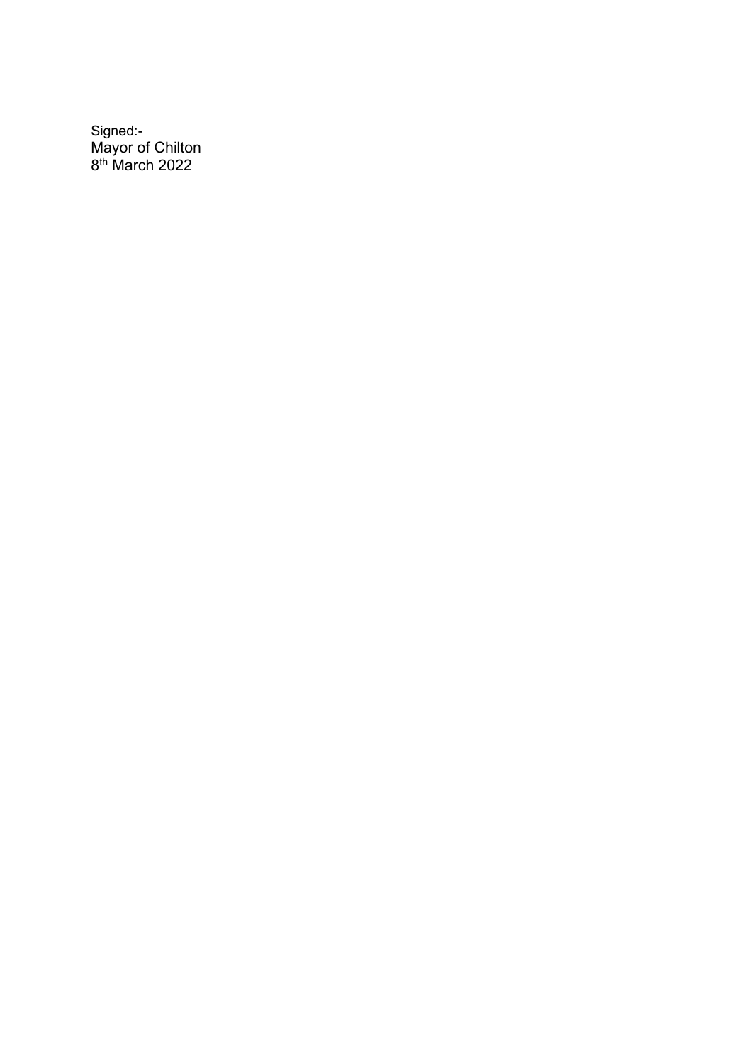Signed:-
Mayor of Chilton
8th March 2022